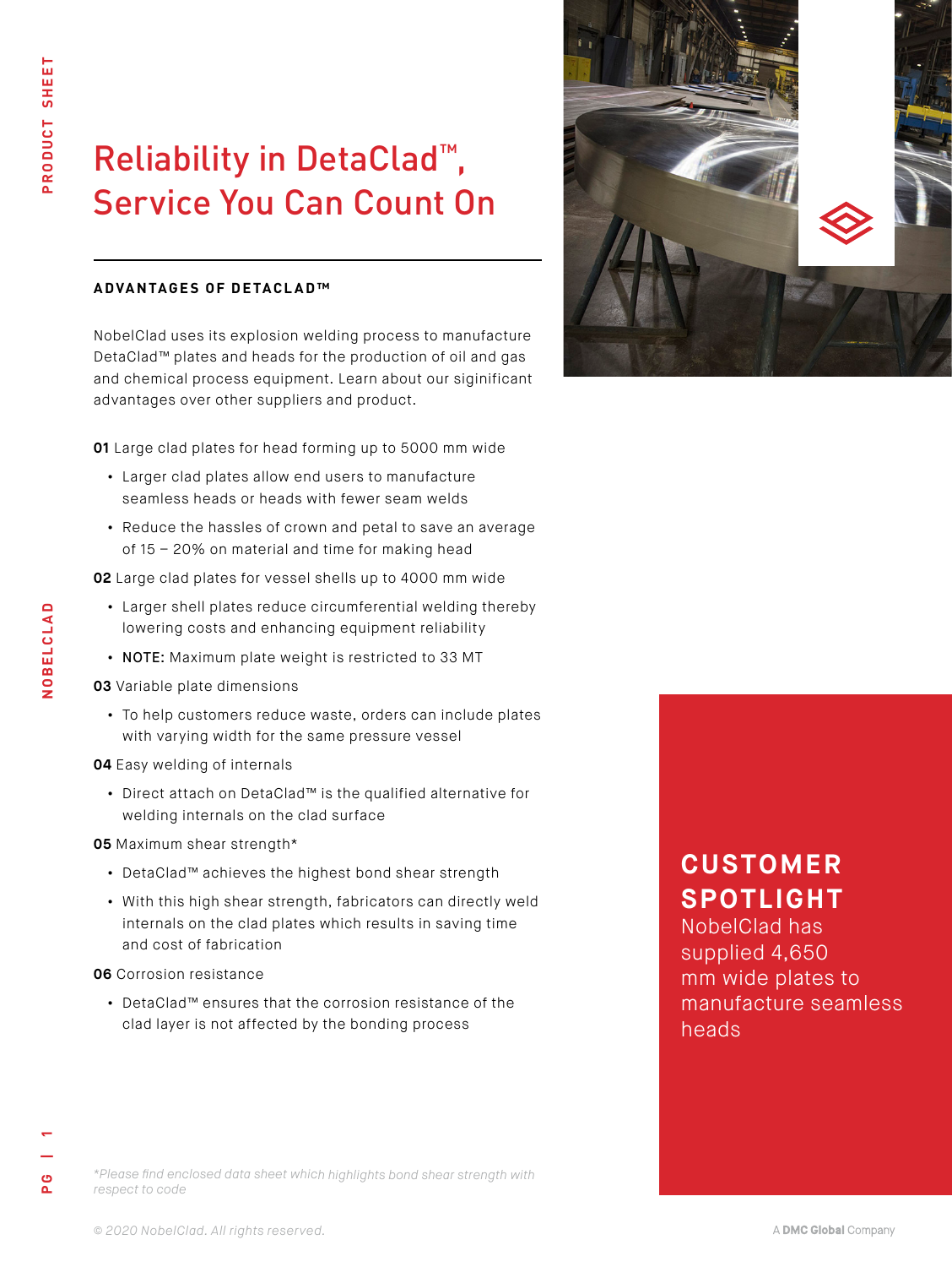# Reliability in DetaClad™, Service You Can Count On

## ADVANTAGES OF DETACLAD™

NobelClad uses its explosion welding process to manufacture DetaClad™ plates and heads for the production of oil and gas and chemical process equipment. Learn about our siginificant advantages over other suppliers and product.

**01** Large clad plates for head forming up to 5000 mm wide

- Larger clad plates allow end users to manufacture seamless heads or heads with fewer seam welds
- Reduce the hassles of crown and petal to save an average of 15 – 20% on material and time for making head

**02** Large clad plates for vessel shells up to 4000 mm wide

- Larger shell plates reduce circumferential welding thereby lowering costs and enhancing equipment reliability
- **NOTE:** Maximum plate weight is restricted to 33 MT

**03** Variable plate dimensions

- To help customers reduce waste, orders can include plates with varying width for the same pressure vessel

**04** Easy welding of internals

- Direct attach on DetaClad™ is the qualified alternative for welding internals on the clad surface

**05** Maximum shear strength*

- DetaClad™ achieves the highest bond shear strength
- With this high shear strength, fabricators can directly weld internals on the clad plates which results in saving time and cost of fabrication

**06** Corrosion resistance

- DetaClad™ ensures that the corrosion resistance of the clad layer is not affected by the bonding process

## CUSTOMER SPOTLIGHT

NobelClad has supplied 4,650 mm wide plates to manufacture seamless heads

*\*Please find enclosed data sheet which highlights bond shear strength with respect to code*

*© 2020 NobelClad. All rights reserved.*

A **DMC Global** Company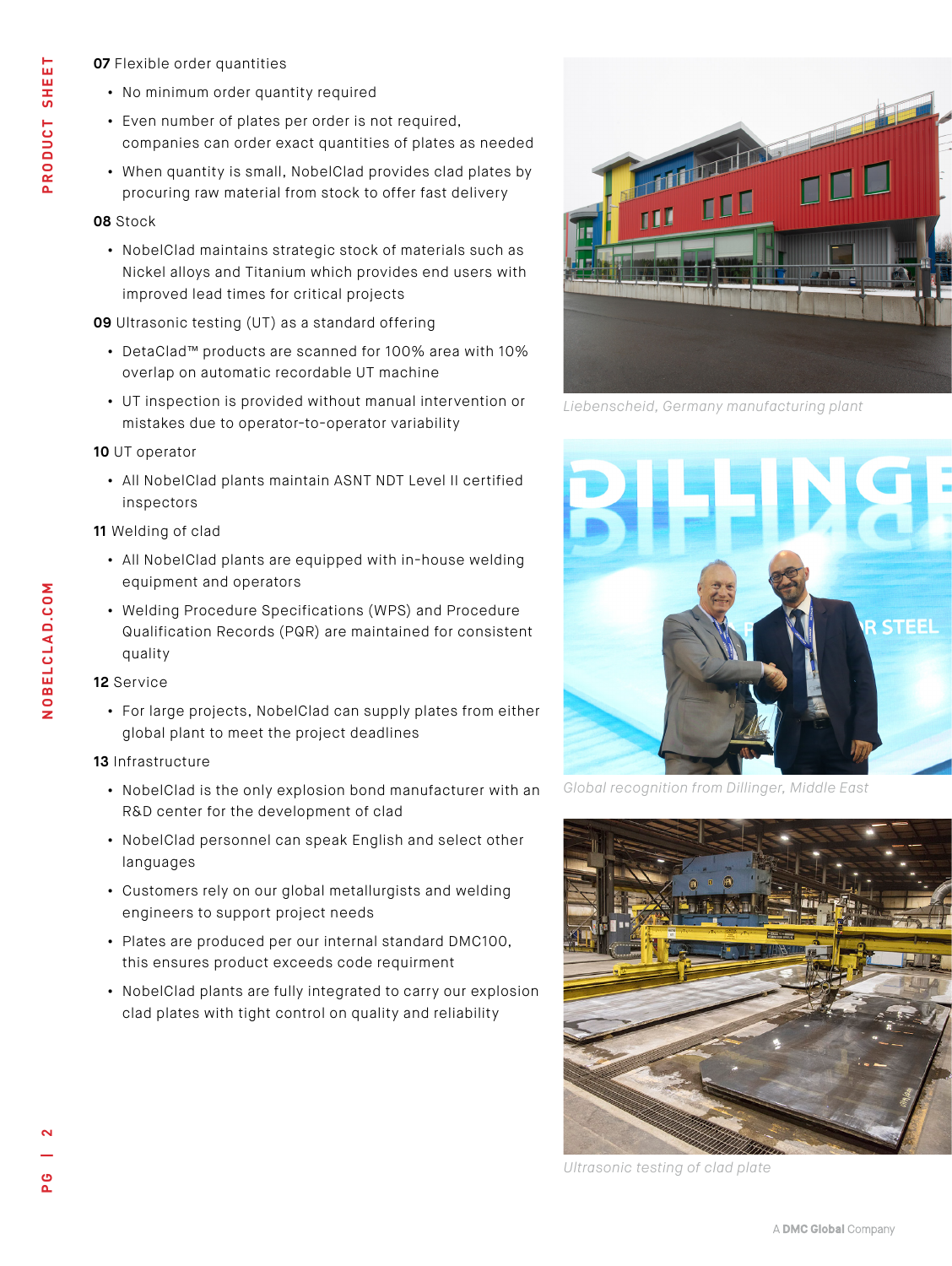**07** Flexible order quantities

- No minimum order quantity required
- Even number of plates per order is not required, companies can order exact quantities of plates as needed
- When quantity is small, NobelClad provides clad plates by procuring raw material from stock to offer fast delivery

**08** Stock

- NobelClad maintains strategic stock of materials such as Nickel alloys and Titanium which provides end users with improved lead times for critical projects

**09** Ultrasonic testing (UT) as a standard offering

- DetaClad™ products are scanned for 100% area with 10% overlap on automatic recordable UT machine
- UT inspection is provided without manual intervention or mistakes due to operator-to-operator variability

**10** UT operator

- All NobelClad plants maintain ASNT NDT Level II certified inspectors

**11** Welding of clad

- All NobelClad plants are equipped with in-house welding equipment and operators
- Welding Procedure Specifications (WPS) and Procedure Qualification Records (PQR) are maintained for consistent quality

**12** Service

- For large projects, NobelClad can supply plates from either global plant to meet the project deadlines

**13** Infrastructure

- NobelClad is the only explosion bond manufacturer with an R&D center for the development of clad
- NobelClad personnel can speak English and select other languages
- Customers rely on our global metallurgists and welding engineers to support project needs
- Plates are produced per our internal standard DMC100, this ensures product exceeds code requirment
- NobelClad plants are fully integrated to carry our explosion clad plates with tight control on quality and reliability

*Liebenscheid, Germany manufacturing plant*

*Global recognition from Dillinger, Middle East*

*Ultrasonic testing of clad plate*

A DMC Global Company